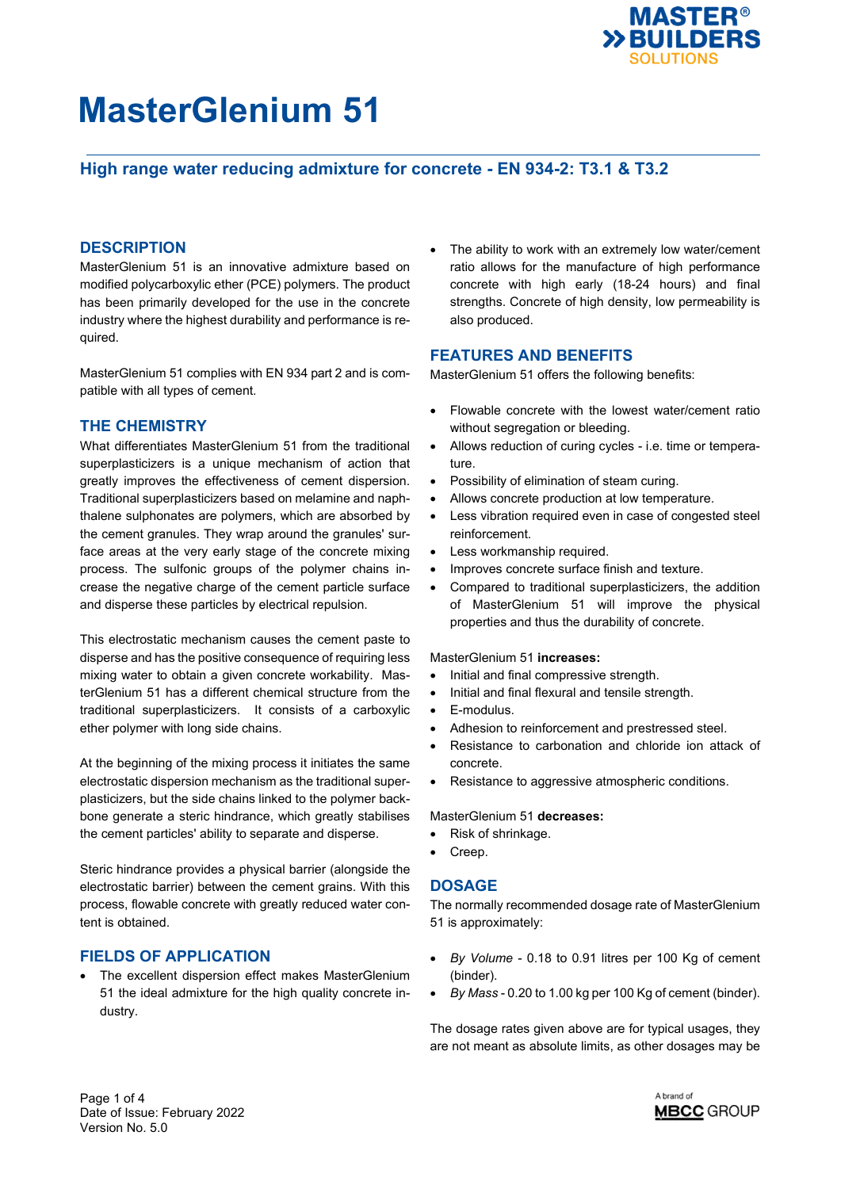# MasterGlenium 51

## High range water reducing admixture for concrete - EN 934-2: T3.1 & T3.2

## DESCRIPTION

MasterGlenium 51 is an innovative admixture based on modified polycarboxylic ether (PCE) polymers. The product has been primarily developed for the use in the concrete industry where the highest durability and performance is required.

MasterGlenium 51 complies with EN 934 part 2 and is compatible with all types of cement.

## THE CHEMISTRY

What differentiates MasterGlenium 51 from the traditional superplasticizers is a unique mechanism of action that greatly improves the effectiveness of cement dispersion. Traditional superplasticizers based on melamine and naphthalene sulphonates are polymers, which are absorbed by the cement granules. They wrap around the granules' surface areas at the very early stage of the concrete mixing process. The sulfonic groups of the polymer chains increase the negative charge of the cement particle surface and disperse these particles by electrical repulsion.

This electrostatic mechanism causes the cement paste to disperse and has the positive consequence of requiring less mixing water to obtain a given concrete workability. MasterGlenium 51 has a different chemical structure from the traditional superplasticizers. It consists of a carboxylic ether polymer with long side chains.

At the beginning of the mixing process it initiates the same electrostatic dispersion mechanism as the traditional superplasticizers, but the side chains linked to the polymer backbone generate a steric hindrance, which greatly stabilises the cement particles' ability to separate and disperse.

Steric hindrance provides a physical barrier (alongside the electrostatic barrier) between the cement grains. With this process, flowable concrete with greatly reduced water content is obtained.

## FIELDS OF APPLICATION

- The excellent dispersion effect makes MasterGlenium 51 the ideal admixture for the high quality concrete industry.
- The ability to work with an extremely low water/cement ratio allows for the manufacture of high performance concrete with high early (18-24 hours) and final strengths. Concrete of high density, low permeability is also produced.

## FEATURES AND BENEFITS

MasterGlenium 51 offers the following benefits:

- Flowable concrete with the lowest water/cement ratio without segregation or bleeding.
- Allows reduction of curing cycles - i.e. time or temperature.
- Possibility of elimination of steam curing.
- Allows concrete production at low temperature.
- Less vibration required even in case of congested steel reinforcement.
- Less workmanship required.
- Improves concrete surface finish and texture.
- Compared to traditional superplasticizers, the addition of MasterGlenium 51 will improve the physical properties and thus the durability of concrete.

MasterGlenium 51 **increases:**

- Initial and final compressive strength.
- Initial and final flexural and tensile strength.
- E-modulus.
- Adhesion to reinforcement and prestressed steel.
- Resistance to carbonation and chloride ion attack of concrete.
- Resistance to aggressive atmospheric conditions.

MasterGlenium 51 **decreases:**

- Risk of shrinkage.
- Creep.

## DOSAGE

The normally recommended dosage rate of MasterGlenium 51 is approximately:

- *By Volume* - 0.18 to 0.91 litres per 100 Kg of cement (binder).
- *By Mass* - 0.20 to 1.00 kg per 100 Kg of cement (binder).

The dosage rates given above are for typical usages, they are not meant as absolute limits, as other dosages may be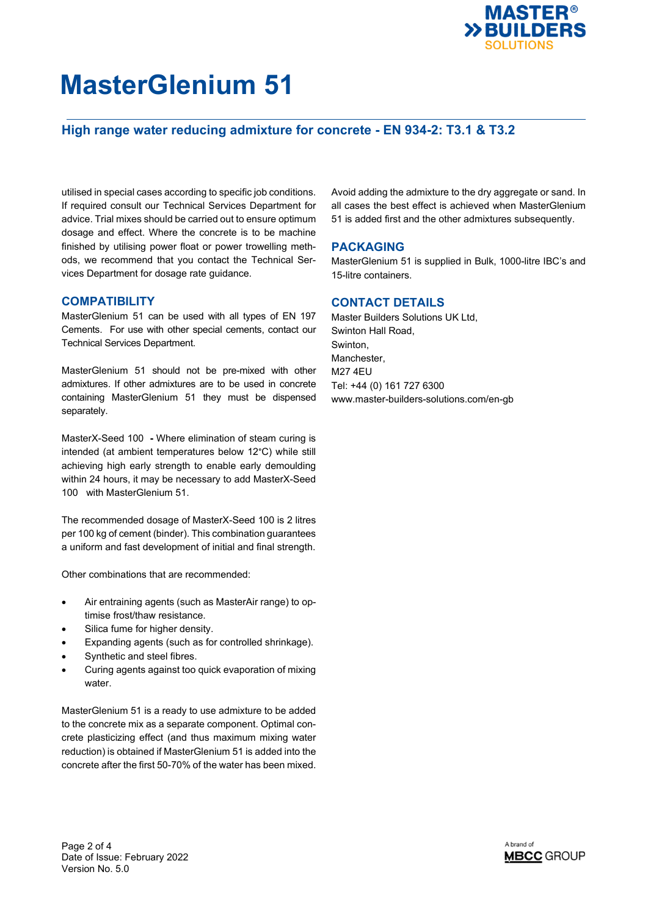# MasterGlenium 51

## High range water reducing admixture for concrete - EN 934-2: T3.1 & T3.2

utilised in special cases according to specific job conditions. If required consult our Technical Services Department for advice. Trial mixes should be carried out to ensure optimum dosage and effect. Where the concrete is to be machine finished by utilising power float or power trowelling methods, we recommend that you contact the Technical Services Department for dosage rate guidance.

## COMPATIBILITY

MasterGlenium 51 can be used with all types of EN 197 Cements. For use with other special cements, contact our Technical Services Department.

MasterGlenium 51 should not be pre-mixed with other admixtures. If other admixtures are to be used in concrete containing MasterGlenium 51 they must be dispensed separately.

MasterX-Seed 100 **-** Where elimination of steam curing is intended (at ambient temperatures below 12°C) while still achieving high early strength to enable early demoulding within 24 hours, it may be necessary to add MasterX-Seed 100 with MasterGlenium 51.

The recommended dosage of MasterX-Seed 100 is 2 litres per 100 kg of cement (binder). This combination guarantees a uniform and fast development of initial and final strength.

Other combinations that are recommended:

- Air entraining agents (such as MasterAir range) to optimise frost/thaw resistance.
- Silica fume for higher density.
- Expanding agents (such as for controlled shrinkage).
- Synthetic and steel fibres.
- Curing agents against too quick evaporation of mixing water.

MasterGlenium 51 is a ready to use admixture to be added to the concrete mix as a separate component. Optimal concrete plasticizing effect (and thus maximum mixing water reduction) is obtained if MasterGlenium 51 is added into the concrete after the first 50-70% of the water has been mixed.

Avoid adding the admixture to the dry aggregate or sand. In all cases the best effect is achieved when MasterGlenium 51 is added first and the other admixtures subsequently.

## PACKAGING

MasterGlenium 51 is supplied in Bulk, 1000-litre IBC's and 15-litre containers.

## CONTACT DETAILS

Master Builders Solutions UK Ltd,
Swinton Hall Road,
Swinton,
Manchester,
M27 4EU
Tel: +44 (0) 161 727 6300
www.master-builders-solutions.com/en-gb

Date of Issue: February 2022
Version No. 5.0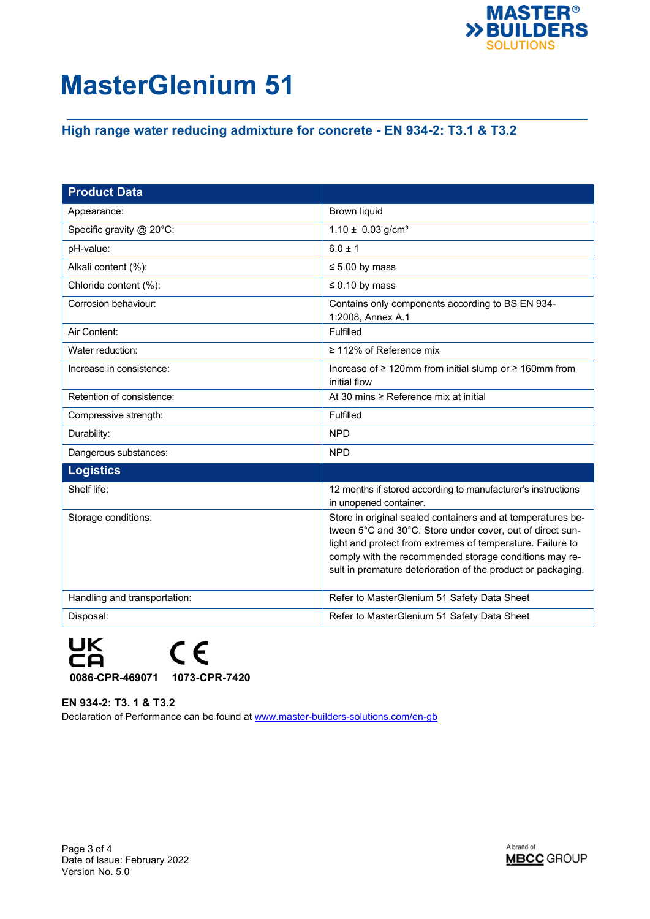# MasterGlenium 51

## High range water reducing admixture for concrete - EN 934-2: T3.1 & T3.2

| Product Data | |
|---|---|
| Appearance: | Brown liquid |
| Specific gravity @ 20°C: | 1.10 ± 0.03 g/cm³ |
| pH-value: | 6.0 ± 1 |
| Alkali content (%): | ≤ 5.00 by mass |
| Chloride content (%): | ≤ 0.10 by mass |
| Corrosion behaviour: | Contains only components according to BS EN 934-1:2008, Annex A.1 |
| Air Content: | Fulfilled |
| Water reduction: | ≥ 112% of Reference mix |
| Increase in consistence: | Increase of ≥ 120mm from initial slump or ≥ 160mm from initial flow |
| Retention of consistence: | At 30 mins ≥ Reference mix at initial |
| Compressive strength: | Fulfilled |
| Durability: | NPD |
| Dangerous substances: | NPD |
| **Logistics** | |
| Shelf life: | 12 months if stored according to manufacturer's instructions in unopened container. |
| Storage conditions: | Store in original sealed containers and at temperatures between 5°C and 30°C. Store under cover, out of direct sunlight and protect from extremes of temperature. Failure to comply with the recommended storage conditions may result in premature deterioration of the product or packaging. |
| Handling and transportation: | Refer to MasterGlenium 51 Safety Data Sheet |
| Disposal: | Refer to MasterGlenium 51 Safety Data Sheet |

UKCA **0086-CPR-469071** CE **1073-CPR-7420**

**EN 934-2: T3. 1 & T3.2**

Declaration of Performance can be found at [www.master-builders-solutions.com/en-gb](www.master-builders-solutions.com/en-gb)

Date of Issue: February 2022
Version No. 5.0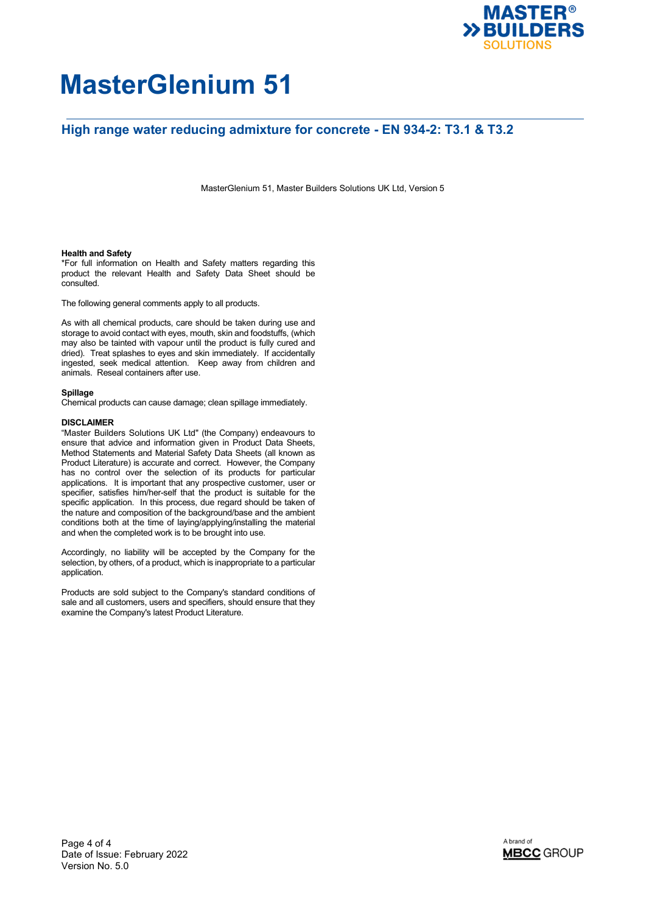# MasterGlenium 51

## High range water reducing admixture for concrete - EN 934-2: T3.1 & T3.2

MasterGlenium 51, Master Builders Solutions UK Ltd, Version 5

**Health and Safety**
*For full information on Health and Safety matters regarding this product the relevant Health and Safety Data Sheet should be consulted.

The following general comments apply to all products.

As with all chemical products, care should be taken during use and storage to avoid contact with eyes, mouth, skin and foodstuffs, (which may also be tainted with vapour until the product is fully cured and dried). Treat splashes to eyes and skin immediately. If accidentally ingested, seek medical attention. Keep away from children and animals. Reseal containers after use.

**Spillage**
Chemical products can cause damage; clean spillage immediately.

**DISCLAIMER**
"Master Builders Solutions UK Ltd" (the Company) endeavours to ensure that advice and information given in Product Data Sheets, Method Statements and Material Safety Data Sheets (all known as Product Literature) is accurate and correct. However, the Company has no control over the selection of its products for particular applications. It is important that any prospective customer, user or specifier, satisfies him/her-self that the product is suitable for the specific application. In this process, due regard should be taken of the nature and composition of the background/base and the ambient conditions both at the time of laying/applying/installing the material and when the completed work is to be brought into use.

Accordingly, no liability will be accepted by the Company for the selection, by others, of a product, which is inappropriate to a particular application.

Products are sold subject to the Company's standard conditions of sale and all customers, users and specifiers, should ensure that they examine the Company's latest Product Literature.

Date of Issue: February 2022
Version No. 5.0